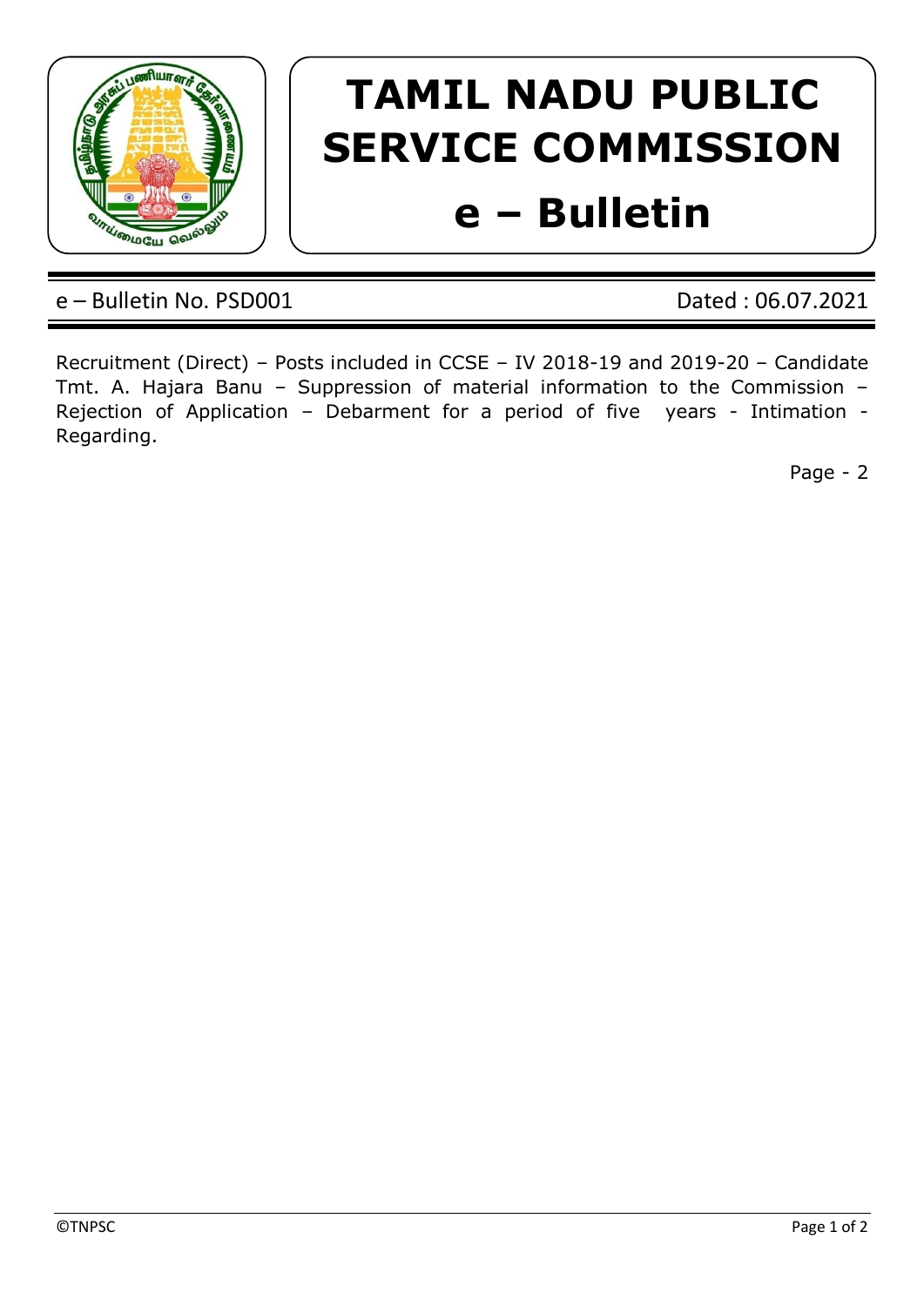# TAMIL NADU PUBLIC SERVICE COMMISSION

# e – Bulletin

e – Bulletin No. PSD001 | Dated : 06.07.2021

Recruitment (Direct) – Posts included in CCSE – IV 2018-19 and 2019-20 – Candidate Tmt. A. Hajara Banu – Suppression of material information to the Commission – Rejection of Application – Debarment for a period of five years - Intimation - Regarding.

Page - 2

©TNPSC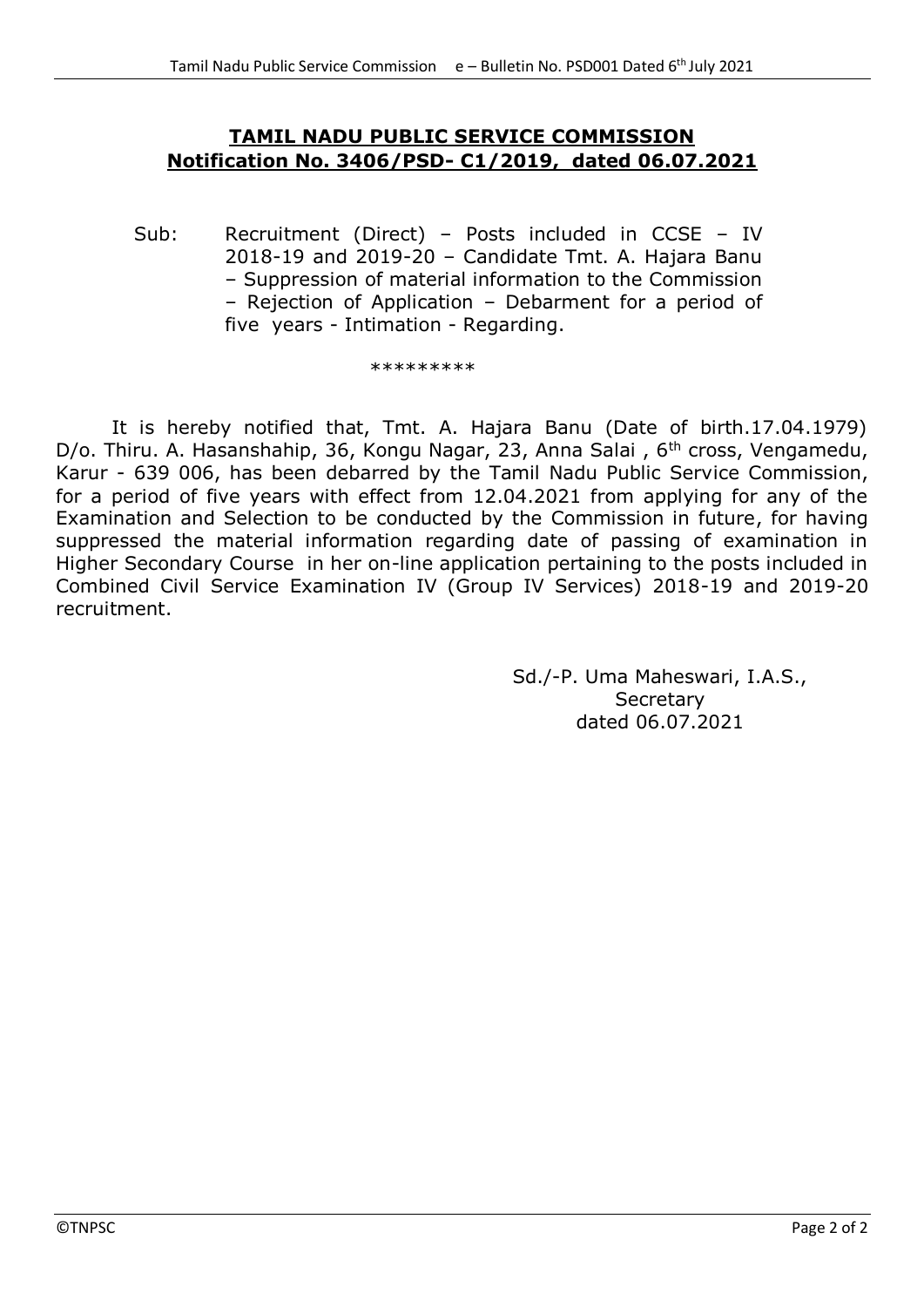## TAMIL NADU PUBLIC SERVICE COMMISSION
## Notification No. 3406/PSD- C1/2019, dated 06.07.2021

Sub: Recruitment (Direct) – Posts included in CCSE – IV 2018-19 and 2019-20 – Candidate Tmt. A. Hajara Banu – Suppression of material information to the Commission – Rejection of Application – Debarment for a period of five years - Intimation - Regarding.

*********

It is hereby notified that, Tmt. A. Hajara Banu (Date of birth.17.04.1979) D/o. Thiru. A. Hasanshahip, 36, Kongu Nagar, 23, Anna Salai , 6th cross, Vengamedu, Karur - 639 006, has been debarred by the Tamil Nadu Public Service Commission, for a period of five years with effect from 12.04.2021 from applying for any of the Examination and Selection to be conducted by the Commission in future, for having suppressed the material information regarding date of passing of examination in Higher Secondary Course in her on-line application pertaining to the posts included in Combined Civil Service Examination IV (Group IV Services) 2018-19 and 2019-20 recruitment.

Sd./-P. Uma Maheswari, I.A.S.,
Secretary
dated 06.07.2021